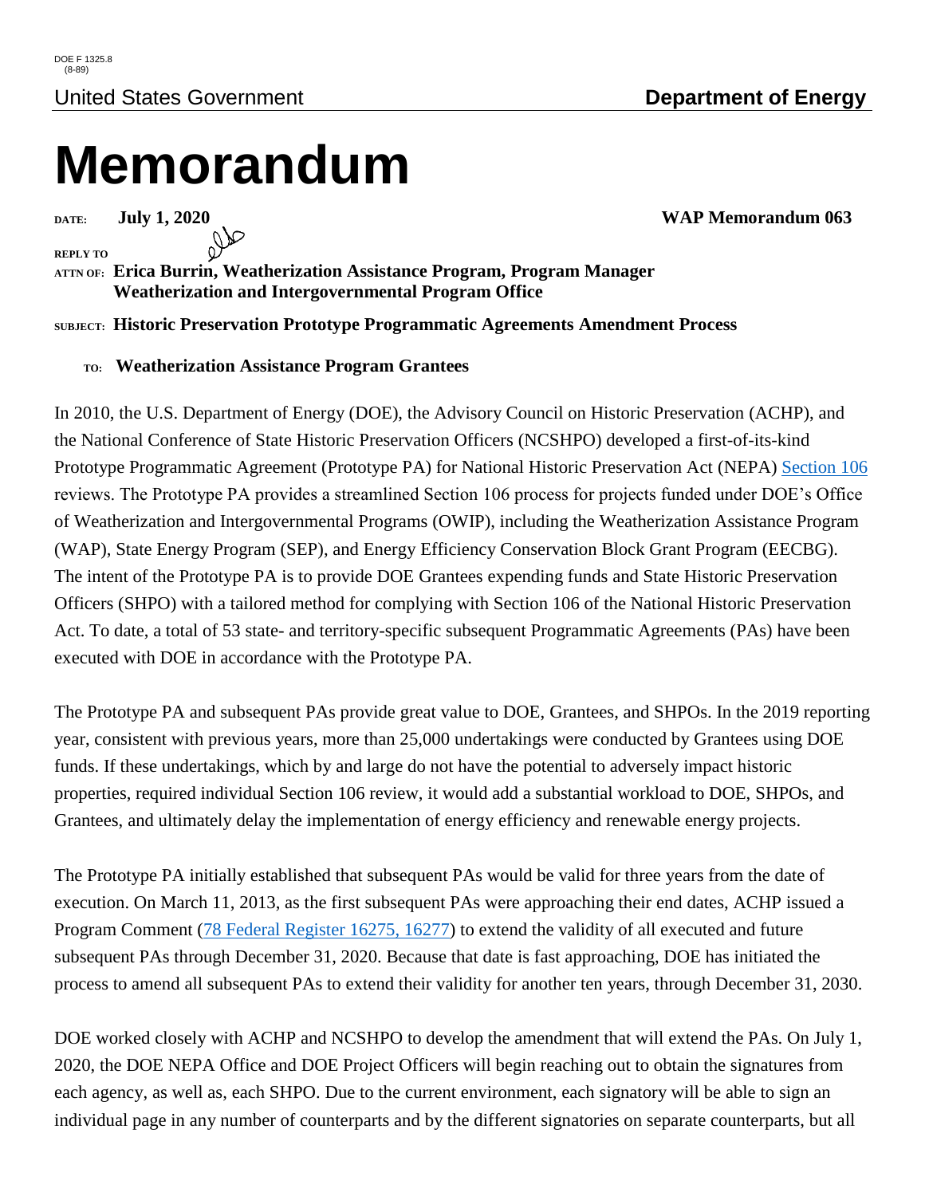DOE F 1325.8
(8-89)

United States Government **Department of Energy**

# Memorandum

**DATE:** **July 1, 2020** **WAP Memorandum 063**

**REPLY TO**
**ATTN OF:** **Erica Burrin, Weatherization Assistance Program, Program Manager**
**Weatherization and Intergovernmental Program Office**

**SUBJECT:** **Historic Preservation Prototype Programmatic Agreements Amendment Process**

**TO:** **Weatherization Assistance Program Grantees**

In 2010, the U.S. Department of Energy (DOE), the Advisory Council on Historic Preservation (ACHP), and the National Conference of State Historic Preservation Officers (NCSHPO) developed a first-of-its-kind Prototype Programmatic Agreement (Prototype PA) for National Historic Preservation Act (NEPA) Section 106 reviews. The Prototype PA provides a streamlined Section 106 process for projects funded under DOE's Office of Weatherization and Intergovernmental Programs (OWIP), including the Weatherization Assistance Program (WAP), State Energy Program (SEP), and Energy Efficiency Conservation Block Grant Program (EECBG). The intent of the Prototype PA is to provide DOE Grantees expending funds and State Historic Preservation Officers (SHPO) with a tailored method for complying with Section 106 of the National Historic Preservation Act. To date, a total of 53 state- and territory-specific subsequent Programmatic Agreements (PAs) have been executed with DOE in accordance with the Prototype PA.

The Prototype PA and subsequent PAs provide great value to DOE, Grantees, and SHPOs. In the 2019 reporting year, consistent with previous years, more than 25,000 undertakings were conducted by Grantees using DOE funds. If these undertakings, which by and large do not have the potential to adversely impact historic properties, required individual Section 106 review, it would add a substantial workload to DOE, SHPOs, and Grantees, and ultimately delay the implementation of energy efficiency and renewable energy projects.

The Prototype PA initially established that subsequent PAs would be valid for three years from the date of execution. On March 11, 2013, as the first subsequent PAs were approaching their end dates, ACHP issued a Program Comment (78 Federal Register 16275, 16277) to extend the validity of all executed and future subsequent PAs through December 31, 2020. Because that date is fast approaching, DOE has initiated the process to amend all subsequent PAs to extend their validity for another ten years, through December 31, 2030.

DOE worked closely with ACHP and NCSHPO to develop the amendment that will extend the PAs. On July 1, 2020, the DOE NEPA Office and DOE Project Officers will begin reaching out to obtain the signatures from each agency, as well as, each SHPO. Due to the current environment, each signatory will be able to sign an individual page in any number of counterparts and by the different signatories on separate counterparts, but all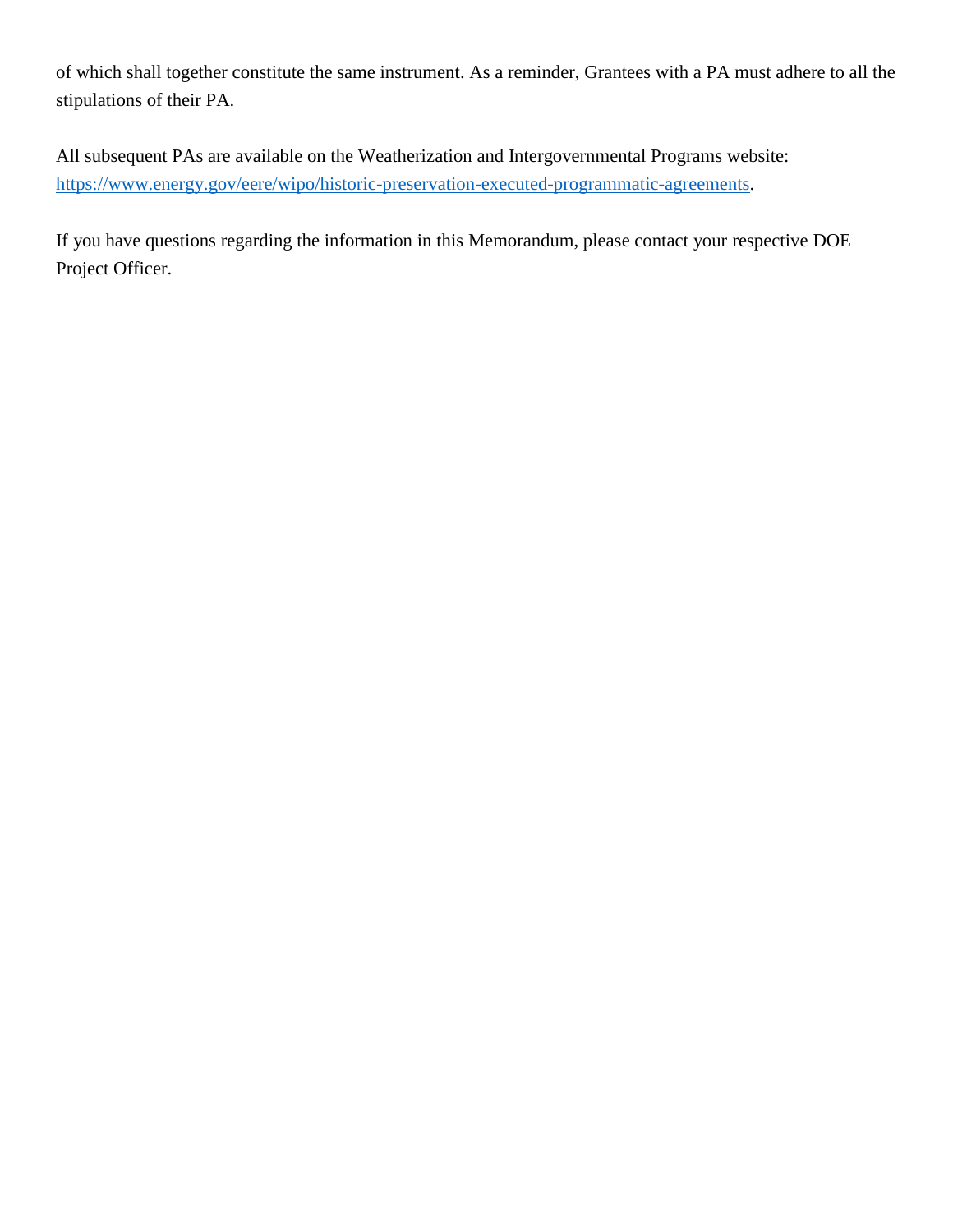of which shall together constitute the same instrument. As a reminder, Grantees with a PA must adhere to all the stipulations of their PA.

All subsequent PAs are available on the Weatherization and Intergovernmental Programs website: [https://www.energy.gov/eere/wipo/historic-preservation-executed-programmatic-agreements](https://www.energy.gov/eere/wipo/historic-preservation-executed-programmatic-agreements).

If you have questions regarding the information in this Memorandum, please contact your respective DOE Project Officer.